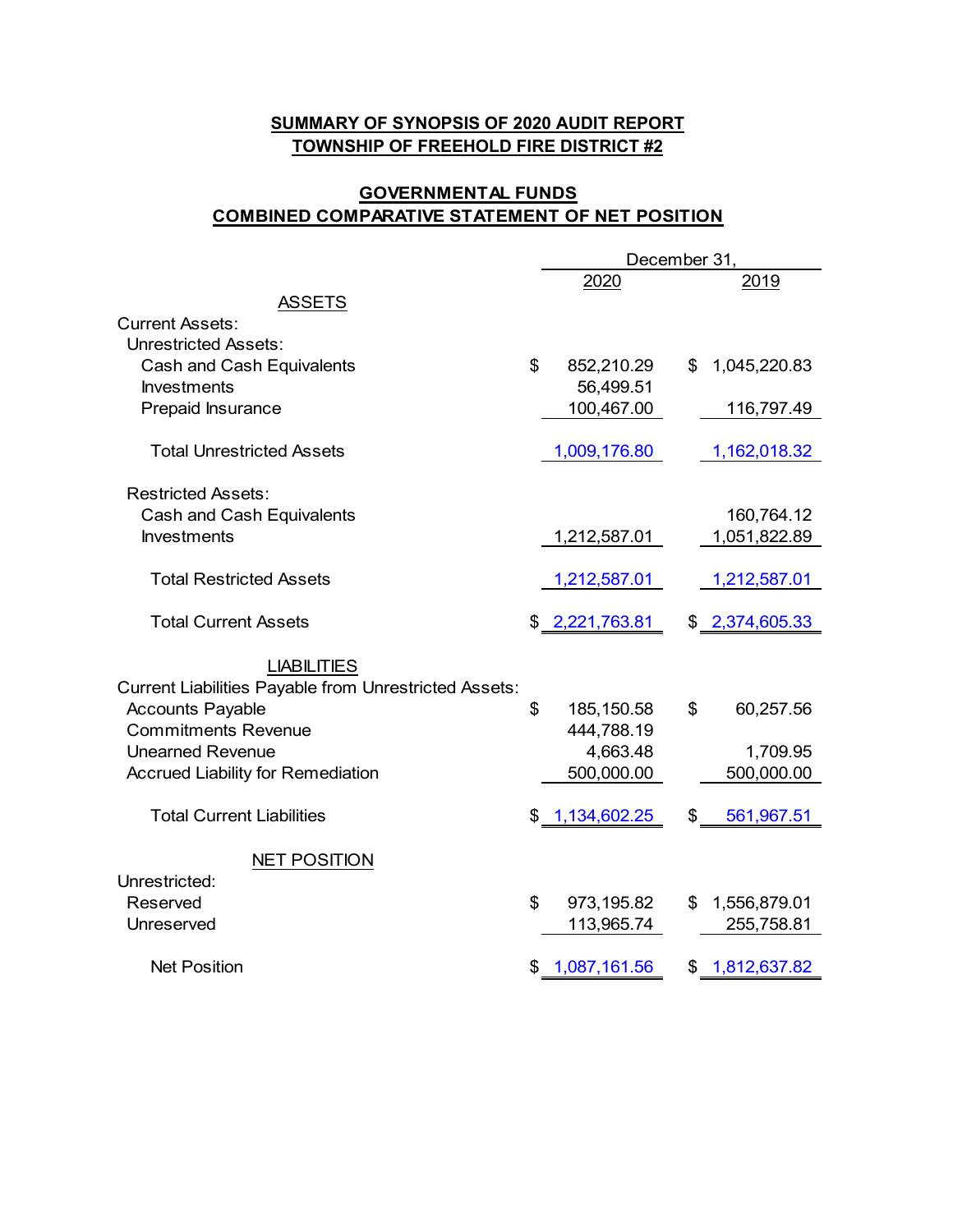**SUMMARY OF SYNOPSIS OF 2020 AUDIT REPORT**
**TOWNSHIP OF FREEHOLD FIRE DISTRICT #2**

## GOVERNMENTAL FUNDS
## COMBINED COMPARATIVE STATEMENT OF NET POSITION

| | December 31, 2020 | December 31, 2019 |
|---|---|---|
| **ASSETS** | | |
| Current Assets: | | |
| Unrestricted Assets: | | |
| Cash and Cash Equivalents | $ 852,210.29 | $ 1,045,220.83 |
| Investments | 56,499.51 | |
| Prepaid Insurance | 100,467.00 | 116,797.49 |
| Total Unrestricted Assets | 1,009,176.80 | 1,162,018.32 |
| Restricted Assets: | | |
| Cash and Cash Equivalents | | 160,764.12 |
| Investments | 1,212,587.01 | 1,051,822.89 |
| Total Restricted Assets | 1,212,587.01 | 1,212,587.01 |
| Total Current Assets | $ 2,221,763.81 | $ 2,374,605.33 |
| **LIABILITIES** | | |
| Current Liabilities Payable from Unrestricted Assets: | | |
| Accounts Payable | $ 185,150.58 | $ 60,257.56 |
| Commitments Revenue | 444,788.19 | |
| Unearned Revenue | 4,663.48 | 1,709.95 |
| Accrued Liability for Remediation | 500,000.00 | 500,000.00 |
| Total Current Liabilities | $ 1,134,602.25 | $ 561,967.51 |
| **NET POSITION** | | |
| Unrestricted: | | |
| Reserved | $ 973,195.82 | $ 1,556,879.01 |
| Unreserved | 113,965.74 | 255,758.81 |
| Net Position | $ 1,087,161.56 | $ 1,812,637.82 |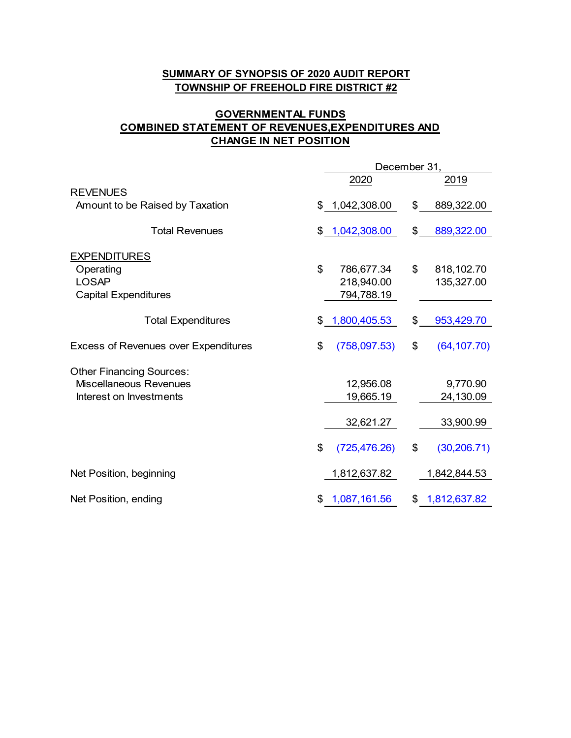## SUMMARY OF SYNOPSIS OF 2020 AUDIT REPORT
## TOWNSHIP OF FREEHOLD FIRE DISTRICT #2

### GOVERNMENTAL FUNDS
### COMBINED STATEMENT OF REVENUES,EXPENDITURES AND CHANGE IN NET POSITION

| | December 31, 2020 | December 31, 2019 |
|---|---|---|
| **REVENUES** | | |
| Amount to be Raised by Taxation | $ 1,042,308.00 | $ 889,322.00 |
| Total Revenues | $ 1,042,308.00 | $ 889,322.00 |
| **EXPENDITURES** | | |
| Operating | $ 786,677.34 | $ 818,102.70 |
| LOSAP | 218,940.00 | 135,327.00 |
| Capital Expenditures | 794,788.19 | |
| Total Expenditures | $ 1,800,405.53 | $ 953,429.70 |
| Excess of Revenues over Expenditures | $ (758,097.53) | $ (64,107.70) |
| Other Financing Sources: | | |
| Miscellaneous Revenues | 12,956.08 | 9,770.90 |
| Interest on Investments | 19,665.19 | 24,130.09 |
| | 32,621.27 | 33,900.99 |
| | $ (725,476.26) | $ (30,206.71) |
| Net Position, beginning | 1,812,637.82 | 1,842,844.53 |
| Net Position, ending | $ 1,087,161.56 | $ 1,812,637.82 |